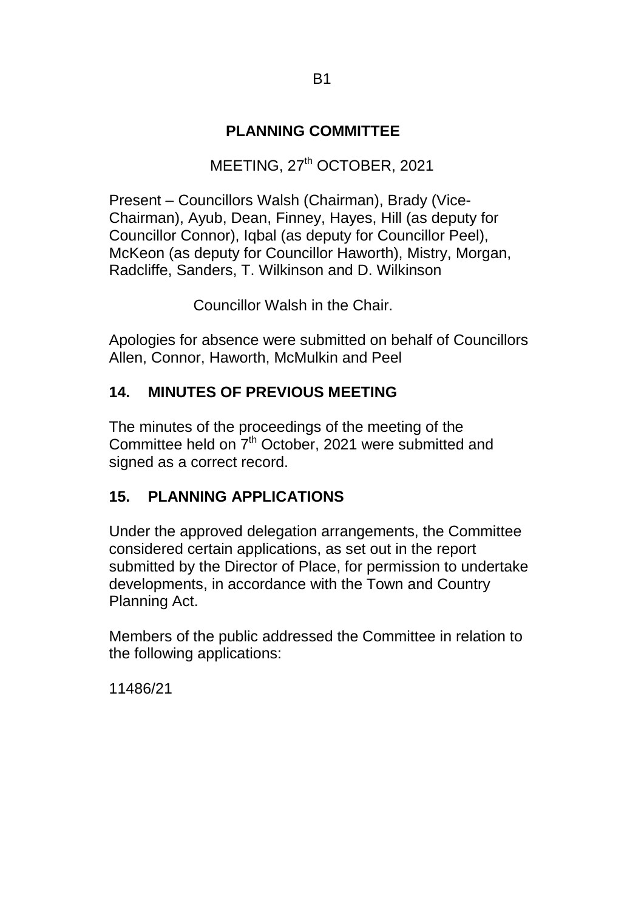B1

# PLANNING COMMITTEE

MEETING, 27th OCTOBER, 2021

Present – Councillors Walsh (Chairman), Brady (Vice-Chairman), Ayub, Dean, Finney, Hayes, Hill (as deputy for Councillor Connor), Iqbal (as deputy for Councillor Peel), McKeon (as deputy for Councillor Haworth), Mistry, Morgan, Radcliffe, Sanders, T. Wilkinson and D. Wilkinson

Councillor Walsh in the Chair.

Apologies for absence were submitted on behalf of Councillors Allen, Connor, Haworth, McMulkin and Peel

## 14. MINUTES OF PREVIOUS MEETING

The minutes of the proceedings of the meeting of the Committee held on 7th October, 2021 were submitted and signed as a correct record.

## 15. PLANNING APPLICATIONS

Under the approved delegation arrangements, the Committee considered certain applications, as set out in the report submitted by the Director of Place, for permission to undertake developments, in accordance with the Town and Country Planning Act.

Members of the public addressed the Committee in relation to the following applications:

11486/21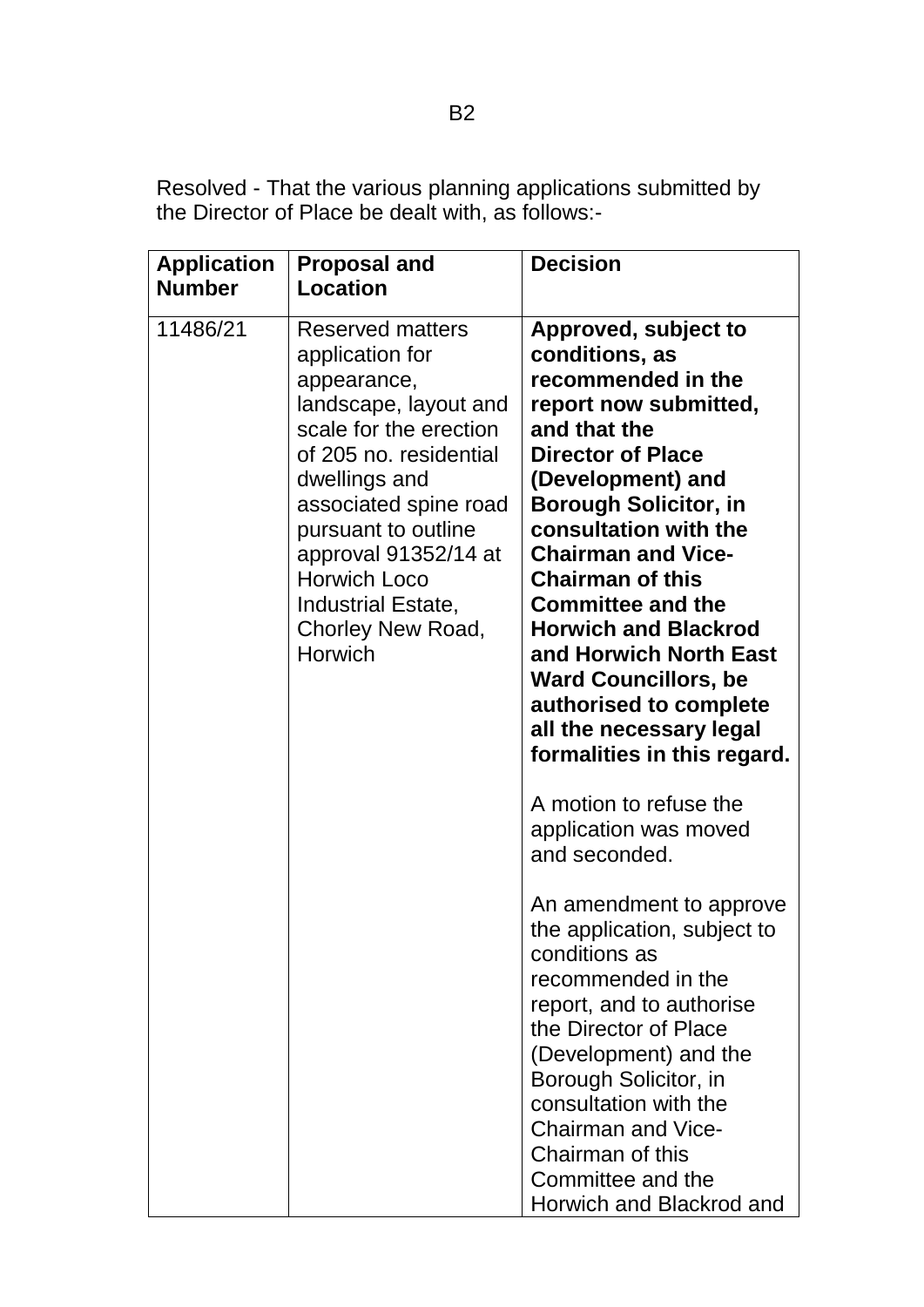Resolved - That the various planning applications submitted by the Director of Place be dealt with, as follows:-

| Application Number | Proposal and Location | Decision |
|---|---|---|
| 11486/21 | Reserved matters application for appearance, landscape, layout and scale for the erection of 205 no. residential dwellings and associated spine road pursuant to outline approval 91352/14 at Horwich Loco Industrial Estate, Chorley New Road, Horwich | **Approved, subject to conditions, as recommended in the report now submitted, and that the Director of Place (Development) and Borough Solicitor, in consultation with the Chairman and Vice-Chairman of this Committee and the Horwich and Blackrod and Horwich North East Ward Councillors, be authorised to complete all the necessary legal formalities in this regard.**<br><br>A motion to refuse the application was moved and seconded.<br><br>An amendment to approve the application, subject to conditions as recommended in the report, and to authorise the Director of Place (Development) and the Borough Solicitor, in consultation with the Chairman and Vice-Chairman of this Committee and the Horwich and Blackrod and |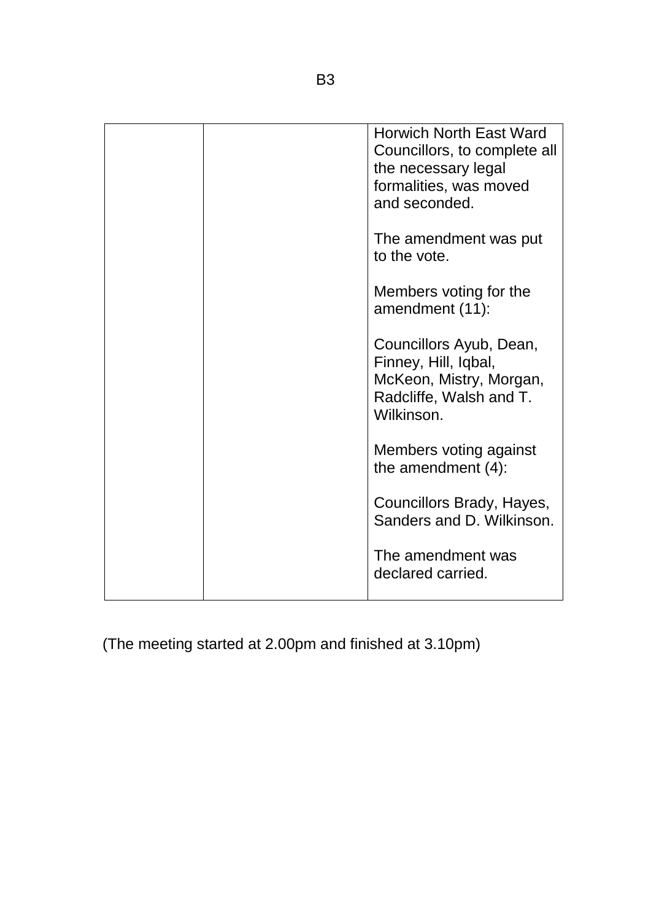| | | |
|---|---|---|
| | | Horwich North East Ward Councillors, to complete all the necessary legal formalities, was moved and seconded.<br><br>The amendment was put to the vote.<br><br>Members voting for the amendment (11):<br><br>Councillors Ayub, Dean, Finney, Hill, Iqbal, McKeon, Mistry, Morgan, Radcliffe, Walsh and T. Wilkinson.<br><br>Members voting against the amendment (4):<br><br>Councillors Brady, Hayes, Sanders and D. Wilkinson.<br><br>The amendment was declared carried. |

(The meeting started at 2.00pm and finished at 3.10pm)